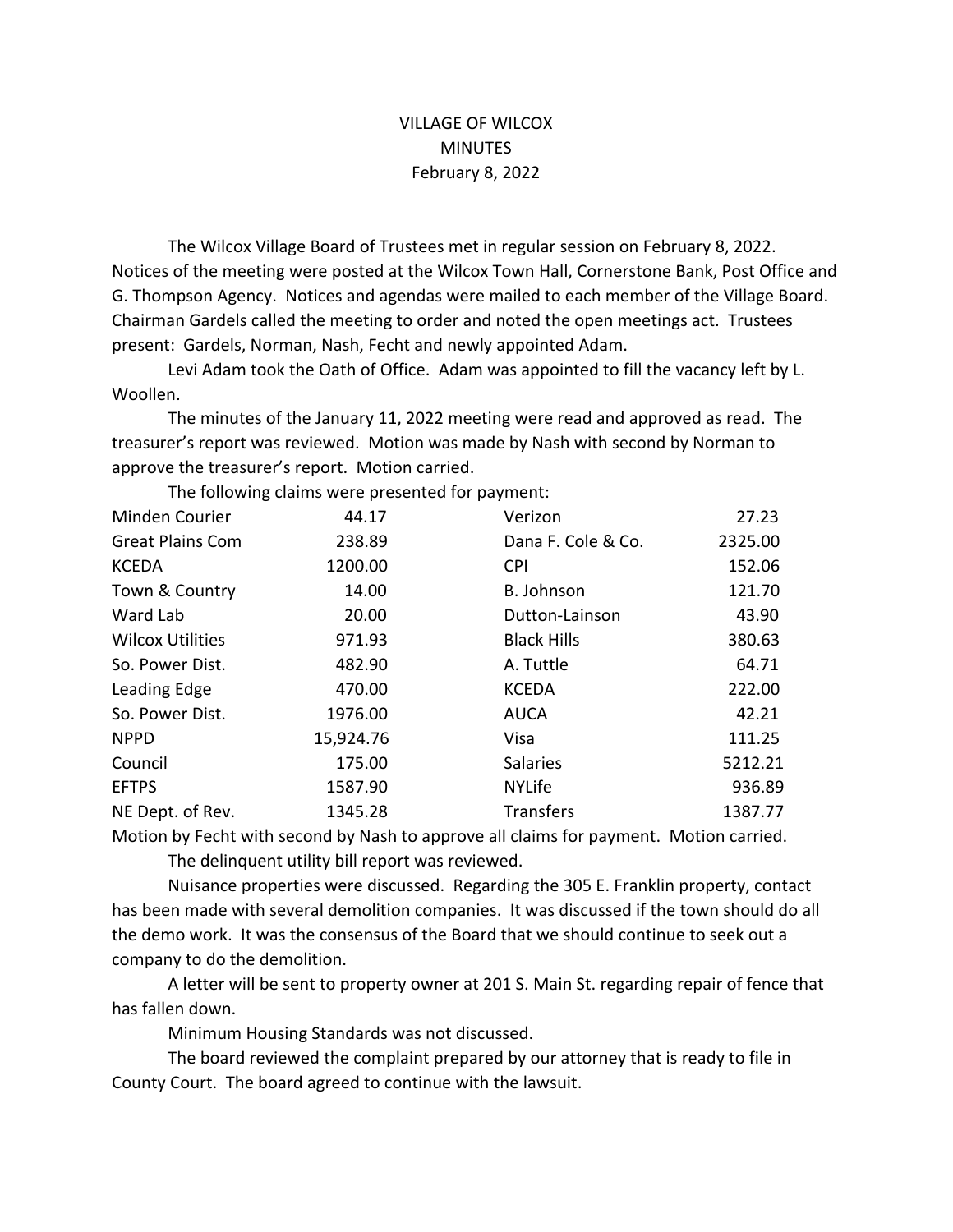# VILLAGE OF WILCOX
## MINUTES
### February 8, 2022

The Wilcox Village Board of Trustees met in regular session on February 8, 2022. Notices of the meeting were posted at the Wilcox Town Hall, Cornerstone Bank, Post Office and G. Thompson Agency. Notices and agendas were mailed to each member of the Village Board. Chairman Gardels called the meeting to order and noted the open meetings act. Trustees present: Gardels, Norman, Nash, Fecht and newly appointed Adam.

Levi Adam took the Oath of Office. Adam was appointed to fill the vacancy left by L. Woollen.

The minutes of the January 11, 2022 meeting were read and approved as read. The treasurer's report was reviewed. Motion was made by Nash with second by Norman to approve the treasurer's report. Motion carried.

The following claims were presented for payment:

| | | | |
|---|---|---|---|
| Minden Courier | 44.17 | Verizon | 27.23 |
| Great Plains Com | 238.89 | Dana F. Cole & Co. | 2325.00 |
| KCEDA | 1200.00 | CPI | 152.06 |
| Town & Country | 14.00 | B. Johnson | 121.70 |
| Ward Lab | 20.00 | Dutton-Lainson | 43.90 |
| Wilcox Utilities | 971.93 | Black Hills | 380.63 |
| So. Power Dist. | 482.90 | A. Tuttle | 64.71 |
| Leading Edge | 470.00 | KCEDA | 222.00 |
| So. Power Dist. | 1976.00 | AUCA | 42.21 |
| NPPD | 15,924.76 | Visa | 111.25 |
| Council | 175.00 | Salaries | 5212.21 |
| EFTPS | 1587.90 | NYLife | 936.89 |
| NE Dept. of Rev. | 1345.28 | Transfers | 1387.77 |

Motion by Fecht with second by Nash to approve all claims for payment. Motion carried.

The delinquent utility bill report was reviewed.

Nuisance properties were discussed. Regarding the 305 E. Franklin property, contact has been made with several demolition companies. It was discussed if the town should do all the demo work. It was the consensus of the Board that we should continue to seek out a company to do the demolition.

A letter will be sent to property owner at 201 S. Main St. regarding repair of fence that has fallen down.

Minimum Housing Standards was not discussed.

The board reviewed the complaint prepared by our attorney that is ready to file in County Court. The board agreed to continue with the lawsuit.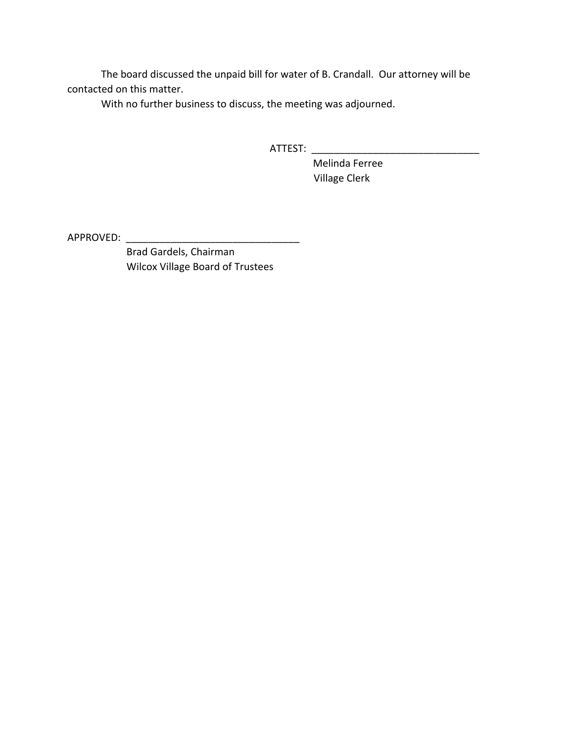The board discussed the unpaid bill for water of B. Crandall. Our attorney will be contacted on this matter.

With no further business to discuss, the meeting was adjourned.

ATTEST: ______________________________
Melinda Ferree
Village Clerk

APPROVED: ______________________________
Brad Gardels, Chairman
Wilcox Village Board of Trustees